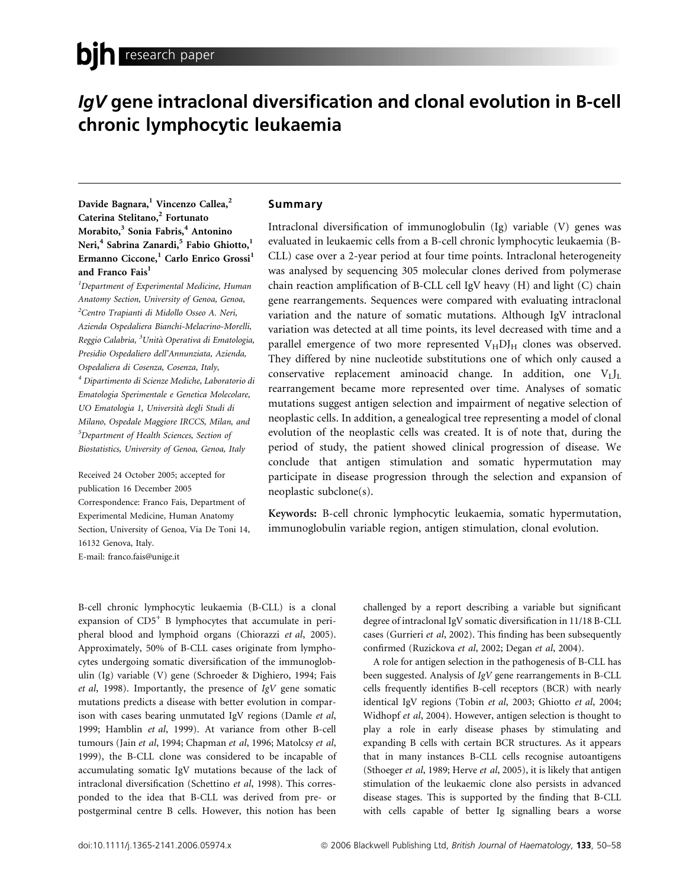research paper

# *IgV* gene intraclonal diversification and clonal evolution in B-cell chronic lymphocytic leukaemia

Davide Bagnara,[1] Vincenzo Callea,[2] Caterina Stelitano,[2] Fortunato Morabito,[3] Sonia Fabris,[4] Antonino Neri,[4] Sabrina Zanardi,[5] Fabio Ghiotto,[1] Ermanno Ciccone,[1] Carlo Enrico Grossi[1] and Franco Fais[1]

[1]Department of Experimental Medicine, Human Anatomy Section, University of Genoa, Genoa, [2]Centro Trapianti di Midollo Osseo A. Neri, Azienda Ospedaliera Bianchi-Melacrino-Morelli, Reggio Calabria, [3]Unità Operativa di Ematologia, Presidio Ospedaliero dell'Annunziata, Azienda, Ospedaliera di Cosenza, Cosenza, Italy, [4] Dipartimento di Scienze Mediche, Laboratorio di Ematologia Sperimentale e Genetica Molecolare, UO Ematologia 1, Università degli Studi di Milano, Ospedale Maggiore IRCCS, Milan, and [5]Department of Health Sciences, Section of Biostatistics, University of Genoa, Genoa, Italy

Received 24 October 2005; accepted for publication 16 December 2005

Correspondence: Franco Fais, Department of Experimental Medicine, Human Anatomy Section, University of Genoa, Via De Toni 14, 16132 Genova, Italy.

E-mail: franco.fais@unige.it

## Summary

Intraclonal diversification of immunoglobulin (Ig) variable (V) genes was evaluated in leukaemic cells from a B-cell chronic lymphocytic leukaemia (B-CLL) case over a 2-year period at four time points. Intraclonal heterogeneity was analysed by sequencing 305 molecular clones derived from polymerase chain reaction amplification of B-CLL cell IgV heavy (H) and light (C) chain gene rearrangements. Sequences were compared with evaluating intraclonal variation and the nature of somatic mutations. Although IgV intraclonal variation was detected at all time points, its level decreased with time and a parallel emergence of two more represented $V_HDJ_H$ clones was observed. They differed by nine nucleotide substitutions one of which only caused a conservative replacement aminoacid change. In addition, one $V_LJ_L$ rearrangement became more represented over time. Analyses of somatic mutations suggest antigen selection and impairment of negative selection of neoplastic cells. In addition, a genealogical tree representing a model of clonal evolution of the neoplastic cells was created. It is of note that, during the period of study, the patient showed clinical progression of disease. We conclude that antigen stimulation and somatic hypermutation may participate in disease progression through the selection and expansion of neoplastic subclone(s).

**Keywords:** B-cell chronic lymphocytic leukaemia, somatic hypermutation, immunoglobulin variable region, antigen stimulation, clonal evolution.

B-cell chronic lymphocytic leukaemia (B-CLL) is a clonal expansion of $CD5^+$ B lymphocytes that accumulate in peripheral blood and lymphoid organs (Chiorazzi *et al*, 2005). Approximately, 50% of B-CLL cases originate from lymphocytes undergoing somatic diversification of the immunoglobulin (Ig) variable (V) gene (Schroeder & Dighiero, 1994; Fais *et al*, 1998). Importantly, the presence of *IgV* gene somatic mutations predicts a disease with better evolution in comparison with cases bearing unmutated IgV regions (Damle *et al*, 1999; Hamblin *et al*, 1999). At variance from other B-cell tumours (Jain *et al*, 1994; Chapman *et al*, 1996; Matolcsy *et al*, 1999), the B-CLL clone was considered to be incapable of accumulating somatic IgV mutations because of the lack of intraclonal diversification (Schettino *et al*, 1998). This corresponded to the idea that B-CLL was derived from pre- or postgerminal centre B cells. However, this notion has been challenged by a report describing a variable but significant degree of intraclonal IgV somatic diversification in 11/18 B-CLL cases (Gurrieri *et al*, 2002). This finding has been subsequently confirmed (Ruzickova *et al*, 2002; Degan *et al*, 2004).

A role for antigen selection in the pathogenesis of B-CLL has been suggested. Analysis of *IgV* gene rearrangements in B-CLL cells frequently identifies B-cell receptors (BCR) with nearly identical IgV regions (Tobin *et al*, 2003; Ghiotto *et al*, 2004; Widhopf *et al*, 2004). However, antigen selection is thought to play a role in early disease phases by stimulating and expanding B cells with certain BCR structures. As it appears that in many instances B-CLL cells recognise autoantigens (Sthoeger *et al*, 1989; Herve *et al*, 2005), it is likely that antigen stimulation of the leukaemic clone also persists in advanced disease stages. This is supported by the finding that B-CLL with cells capable of better Ig signalling bears a worse

doi:10.1111/j.1365-2141.2006.05974.x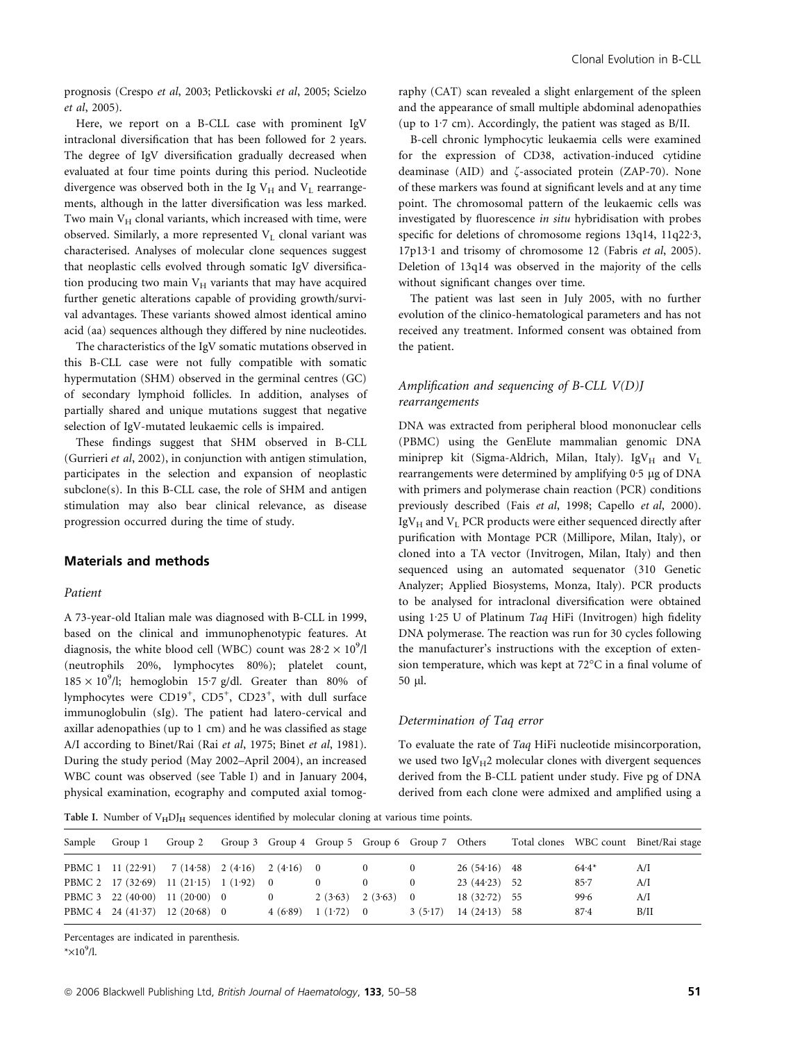prognosis (Crespo *et al*, 2003; Petlickovski *et al*, 2005; Scielzo *et al*, 2005).

Here, we report on a B-CLL case with prominent IgV intraclonal diversification that has been followed for 2 years. The degree of IgV diversification gradually decreased when evaluated at four time points during this period. Nucleotide divergence was observed both in the Ig $V_H$ and $V_L$ rearrangements, although in the latter diversification was less marked. Two main $V_H$ clonal variants, which increased with time, were observed. Similarly, a more represented $V_L$ clonal variant was characterised. Analyses of molecular clone sequences suggest that neoplastic cells evolved through somatic IgV diversification producing two main $V_H$ variants that may have acquired further genetic alterations capable of providing growth/survival advantages. These variants showed almost identical amino acid (aa) sequences although they differed by nine nucleotides.

The characteristics of the IgV somatic mutations observed in this B-CLL case were not fully compatible with somatic hypermutation (SHM) observed in the germinal centres (GC) of secondary lymphoid follicles. In addition, analyses of partially shared and unique mutations suggest that negative selection of IgV-mutated leukaemic cells is impaired.

These findings suggest that SHM observed in B-CLL (Gurrieri *et al*, 2002), in conjunction with antigen stimulation, participates in the selection and expansion of neoplastic subclone(s). In this B-CLL case, the role of SHM and antigen stimulation may also bear clinical relevance, as disease progression occurred during the time of study.

## Materials and methods

### Patient

A 73-year-old Italian male was diagnosed with B-CLL in 1999, based on the clinical and immunophenotypic features. At diagnosis, the white blood cell (WBC) count was $28{\cdot}2 \times 10^9$/l (neutrophils 20%, lymphocytes 80%); platelet count, $185 \times 10^9$/l; hemoglobin 15·7 g/dl. Greater than 80% of lymphocytes were $CD19^+$, $CD5^+$, $CD23^+$, with dull surface immunoglobulin (sIg). The patient had latero-cervical and axillar adenopathies (up to 1 cm) and he was classified as stage A/I according to Binet/Rai (Rai *et al*, 1975; Binet *et al*, 1981). During the study period (May 2002–April 2004), an increased WBC count was observed (see Table I) and in January 2004, physical examination, ecography and computed axial tomography (CAT) scan revealed a slight enlargement of the spleen and the appearance of small multiple abdominal adenopathies (up to 1·7 cm). Accordingly, the patient was staged as B/II.

B-cell chronic lymphocytic leukaemia cells were examined for the expression of CD38, activation-induced cytidine deaminase (AID) and ζ-associated protein (ZAP-70). None of these markers was found at significant levels and at any time point. The chromosomal pattern of the leukaemic cells was investigated by fluorescence *in situ* hybridisation with probes specific for deletions of chromosome regions 13q14, 11q22·3, 17p13·1 and trisomy of chromosome 12 (Fabris *et al*, 2005). Deletion of 13q14 was observed in the majority of the cells without significant changes over time.

The patient was last seen in July 2005, with no further evolution of the clinico-hematological parameters and has not received any treatment. Informed consent was obtained from the patient.

### Amplification and sequencing of B-CLL V(D)J rearrangements

DNA was extracted from peripheral blood mononuclear cells (PBMC) using the GenElute mammalian genomic DNA miniprep kit (Sigma-Aldrich, Milan, Italy). $IgV_H$ and $V_L$ rearrangements were determined by amplifying 0·5 μg of DNA with primers and polymerase chain reaction (PCR) conditions previously described (Fais *et al*, 1998; Capello *et al*, 2000). $IgV_H$ and $V_L$ PCR products were either sequenced directly after purification with Montage PCR (Millipore, Milan, Italy), or cloned into a TA vector (Invitrogen, Milan, Italy) and then sequenced using an automated sequenator (310 Genetic Analyzer; Applied Biosystems, Monza, Italy). PCR products to be analysed for intraclonal diversification were obtained using 1·25 U of Platinum *Taq* HiFi (Invitrogen) high fidelity DNA polymerase. The reaction was run for 30 cycles following the manufacturer's instructions with the exception of extension temperature, which was kept at 72°C in a final volume of 50 μl.

### Determination of *Taq* error

To evaluate the rate of *Taq* HiFi nucleotide misincorporation, we used two $IgV_H2$ molecular clones with divergent sequences derived from the B-CLL patient under study. Five pg of DNA derived from each clone were admixed and amplified using a

**Table I.** Number of $V_HDJ_H$ sequences identified by molecular cloning at various time points.

| Sample | Group 1 | Group 2 | Group 3 | Group 4 | Group 5 | Group 6 | Group 7 | Others | Total clones | WBC count | Binet/Rai stage |
|---|---|---|---|---|---|---|---|---|---|---|---|
| PBMC 1 | 11 (22·91) | 7 (14·58) | 2 (4·16) | 2 (4·16) | 0 | 0 | 0 | 26 (54·16) | 48 | 64·4* | A/I |
| PBMC 2 | 17 (32·69) | 11 (21·15) | 1 (1·92) | 0 | 0 | 0 | 0 | 23 (44·23) | 52 | 85·7 | A/I |
| PBMC 3 | 22 (40·00) | 11 (20·00) | 0 | 0 | 2 (3·63) | 2 (3·63) | 0 | 18 (32·72) | 55 | 99·6 | A/I |
| PBMC 4 | 24 (41·37) | 12 (20·68) | 0 | 4 (6·89) | 1 (1·72) | 0 | 3 (5·17) | 14 (24·13) | 58 | 87·4 | B/II |

Percentages are indicated in parenthesis.
$*\times 10^9$/l.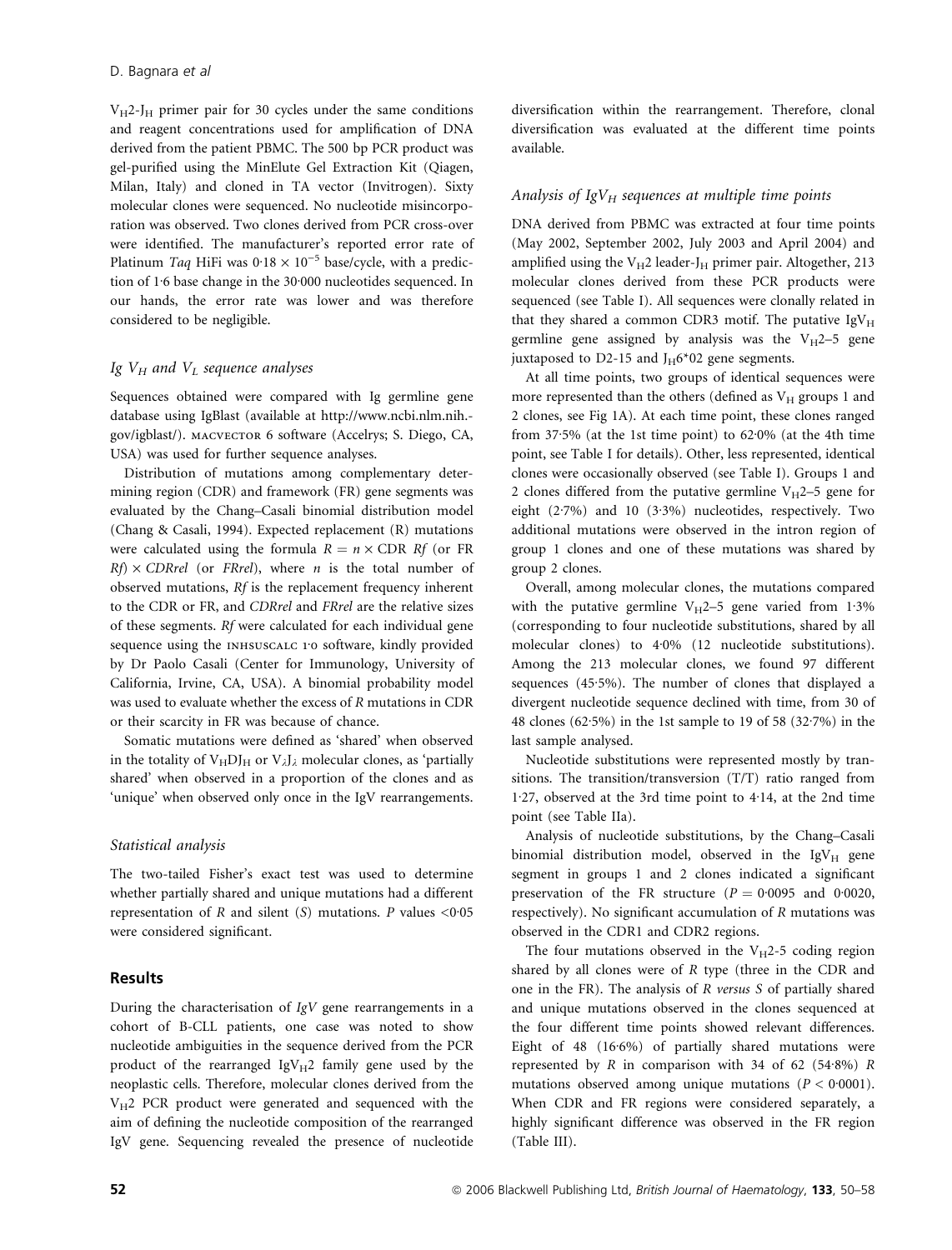$V_H2$-$J_H$ primer pair for 30 cycles under the same conditions and reagent concentrations used for amplification of DNA derived from the patient PBMC. The 500 bp PCR product was gel-purified using the MinElute Gel Extraction Kit (Qiagen, Milan, Italy) and cloned in TA vector (Invitrogen). Sixty molecular clones were sequenced. No nucleotide misincorporation was observed. Two clones derived from PCR cross-over were identified. The manufacturer's reported error rate of Platinum *Taq* HiFi was $0{\cdot}18 \times 10^{-5}$ base/cycle, with a prediction of 1·6 base change in the 30·000 nucleotides sequenced. In our hands, the error rate was lower and was therefore considered to be negligible.

### Ig $V_H$ and $V_L$ sequence analyses

Sequences obtained were compared with Ig germline gene database using IgBlast (available at http://www.ncbi.nlm.nih.gov/igblast/). MACVECTOR 6 software (Accelrys; S. Diego, CA, USA) was used for further sequence analyses.

Distribution of mutations among complementary determining region (CDR) and framework (FR) gene segments was evaluated by the Chang–Casali binomial distribution model (Chang & Casali, 1994). Expected replacement (R) mutations were calculated using the formula $R = n \times \text{CDR } Rf$ (or FR $Rf$) $\times$ $CDRrel$ (or $FRrel$), where $n$ is the total number of observed mutations, $Rf$ is the replacement frequency inherent to the CDR or FR, and $CDRrel$ and $FRrel$ are the relative sizes of these segments. $Rf$ were calculated for each individual gene sequence using the INHSUSCALC 1·0 software, kindly provided by Dr Paolo Casali (Center for Immunology, University of California, Irvine, CA, USA). A binomial probability model was used to evaluate whether the excess of *R* mutations in CDR or their scarcity in FR was because of chance.

Somatic mutations were defined as 'shared' when observed in the totality of $V_HDJ_H$ or $V_\lambda J_\lambda$ molecular clones, as 'partially shared' when observed in a proportion of the clones and as 'unique' when observed only once in the IgV rearrangements.

### Statistical analysis

The two-tailed Fisher's exact test was used to determine whether partially shared and unique mutations had a different representation of *R* and silent (*S*) mutations. *P* values $<0{\cdot}05$ were considered significant.

## Results

During the characterisation of *IgV* gene rearrangements in a cohort of B-CLL patients, one case was noted to show nucleotide ambiguities in the sequence derived from the PCR product of the rearranged $IgV_H2$ family gene used by the neoplastic cells. Therefore, molecular clones derived from the $V_H2$ PCR product were generated and sequenced with the aim of defining the nucleotide composition of the rearranged IgV gene. Sequencing revealed the presence of nucleotide diversification within the rearrangement. Therefore, clonal diversification was evaluated at the different time points available.

### Analysis of $IgV_H$ sequences at multiple time points

DNA derived from PBMC was extracted at four time points (May 2002, September 2002, July 2003 and April 2004) and amplified using the $V_H2$ leader-$J_H$ primer pair. Altogether, 213 molecular clones derived from these PCR products were sequenced (see Table I). All sequences were clonally related in that they shared a common CDR3 motif. The putative $IgV_H$ germline gene assigned by analysis was the $V_H2$–5 gene juxtaposed to D2-15 and $J_H6$*02 gene segments.

At all time points, two groups of identical sequences were more represented than the others (defined as $V_H$ groups 1 and 2 clones, see Fig 1A). At each time point, these clones ranged from 37·5% (at the 1st time point) to 62·0% (at the 4th time point, see Table I for details). Other, less represented, identical clones were occasionally observed (see Table I). Groups 1 and 2 clones differed from the putative germline $V_H2$–5 gene for eight (2·7%) and 10 (3·3%) nucleotides, respectively. Two additional mutations were observed in the intron region of group 1 clones and one of these mutations was shared by group 2 clones.

Overall, among molecular clones, the mutations compared with the putative germline $V_H2$–5 gene varied from 1·3% (corresponding to four nucleotide substitutions, shared by all molecular clones) to 4·0% (12 nucleotide substitutions). Among the 213 molecular clones, we found 97 different sequences (45·5%). The number of clones that displayed a divergent nucleotide sequence declined with time, from 30 of 48 clones (62·5%) in the 1st sample to 19 of 58 (32·7%) in the last sample analysed.

Nucleotide substitutions were represented mostly by transitions. The transition/transversion (T/T) ratio ranged from 1·27, observed at the 3rd time point to 4·14, at the 2nd time point (see Table IIa).

Analysis of nucleotide substitutions, by the Chang–Casali binomial distribution model, observed in the $IgV_H$ gene segment in groups 1 and 2 clones indicated a significant preservation of the FR structure ($P = 0{\cdot}0095$ and $0{\cdot}0020$, respectively). No significant accumulation of *R* mutations was observed in the CDR1 and CDR2 regions.

The four mutations observed in the $V_H2$-5 coding region shared by all clones were of *R* type (three in the CDR and one in the FR). The analysis of *R versus S* of partially shared and unique mutations observed in the clones sequenced at the four different time points showed relevant differences. Eight of 48 (16·6%) of partially shared mutations were represented by *R* in comparison with 34 of 62 (54·8%) *R* mutations observed among unique mutations ($P < 0{\cdot}0001$). When CDR and FR regions were considered separately, a highly significant difference was observed in the FR region (Table III).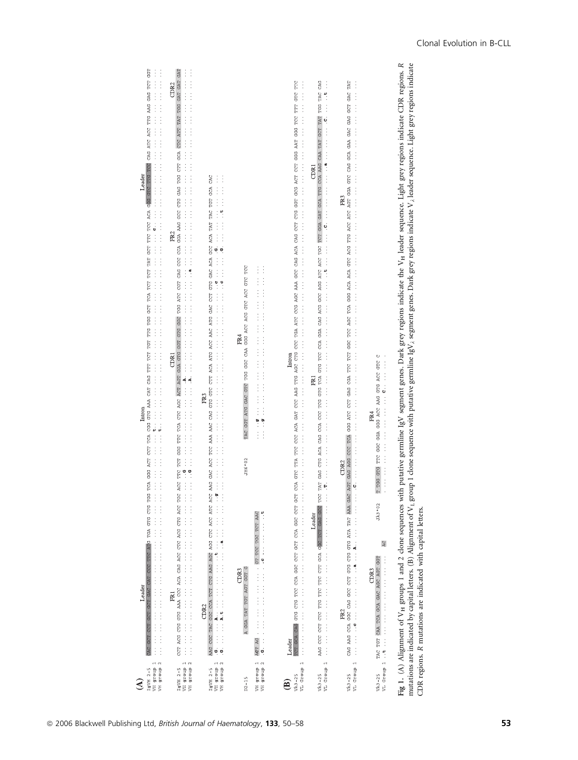**Fig 1.** (A) Alignment of $V_H$ groups 1 and 2 clone sequences with putative germline IgV segment genes. Dark grey regions indicate the $V_H$ leader sequence. Light grey regions indicate CDR regions. *R* mutations are indicated by capital letters. (B) Alignment of $V_L$ group 1 clone sequence with putative germline IgV$_\lambda$ segment genes. Dark grey regions indicate $V_\lambda$ leader sequence. Light grey regions indicate CDR regions. *R* mutations are indicated with capital letters.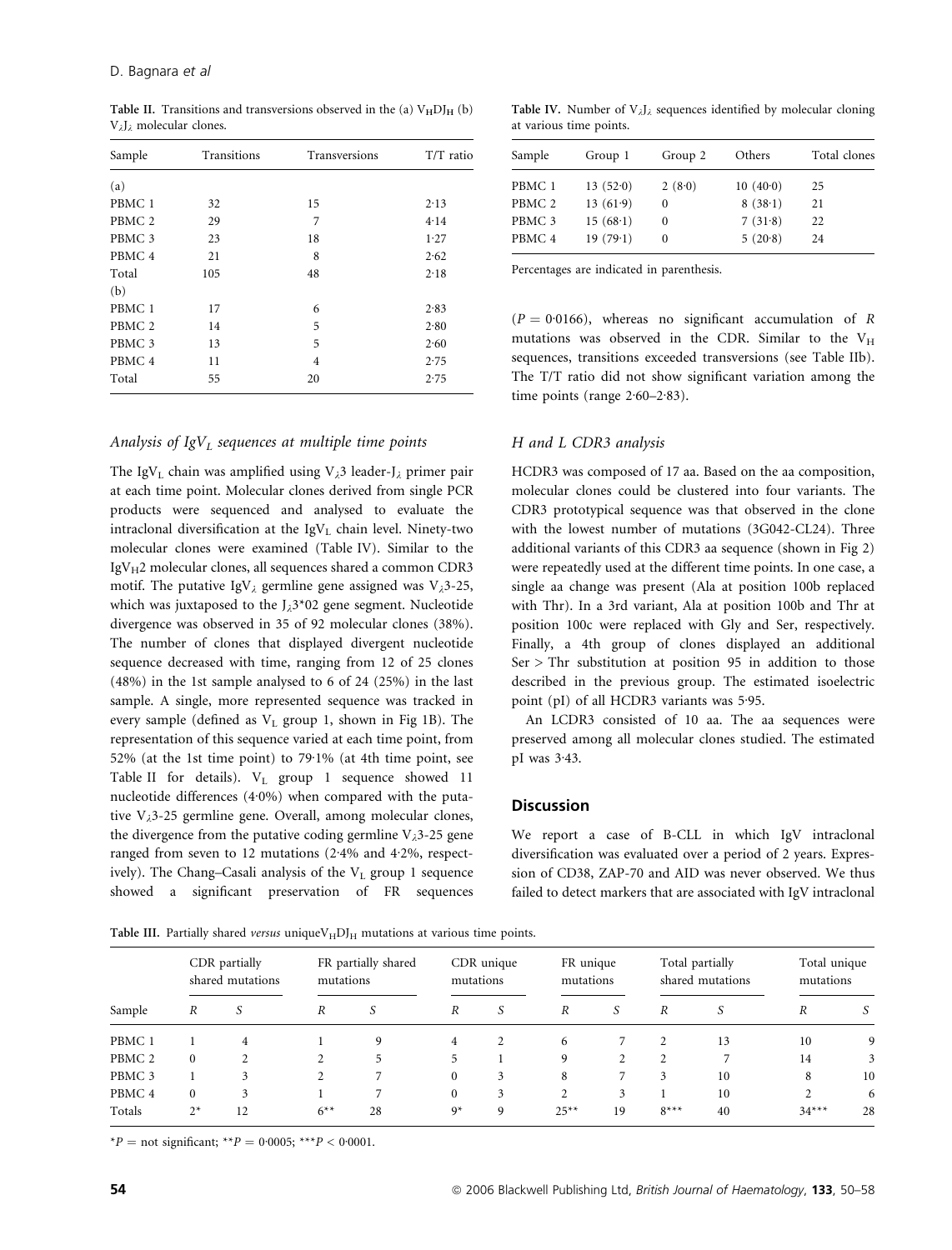**Table II.** Transitions and transversions observed in the (a) $V_HDJ_H$ (b) $V_\lambda J_\lambda$ molecular clones.

| Sample | Transitions | Transversions | T/T ratio |
|---|---|---|---|
| (a) | | | |
| PBMC 1 | 32 | 15 | 2·13 |
| PBMC 2 | 29 | 7 | 4·14 |
| PBMC 3 | 23 | 18 | 1·27 |
| PBMC 4 | 21 | 8 | 2·62 |
| Total | 105 | 48 | 2·18 |
| (b) | | | |
| PBMC 1 | 17 | 6 | 2·83 |
| PBMC 2 | 14 | 5 | 2·80 |
| PBMC 3 | 13 | 5 | 2·60 |
| PBMC 4 | 11 | 4 | 2·75 |
| Total | 55 | 20 | 2·75 |

### Analysis of $IgV_L$ sequences at multiple time points

The $IgV_L$ chain was amplified using $V_\lambda 3$ leader-$J_\lambda$ primer pair at each time point. Molecular clones derived from single PCR products were sequenced and analysed to evaluate the intraclonal diversification at the $IgV_L$ chain level. Ninety-two molecular clones were examined (Table IV). Similar to the $IgV_H2$ molecular clones, all sequences shared a common CDR3 motif. The putative $IgV_\lambda$ germline gene assigned was $V_\lambda 3$-25, which was juxtaposed to the $J_\lambda 3$*02 gene segment. Nucleotide divergence was observed in 35 of 92 molecular clones (38%). The number of clones that displayed divergent nucleotide sequence decreased with time, ranging from 12 of 25 clones (48%) in the 1st sample analysed to 6 of 24 (25%) in the last sample. A single, more represented sequence was tracked in every sample (defined as $V_L$ group 1, shown in Fig 1B). The representation of this sequence varied at each time point, from 52% (at the 1st time point) to 79·1% (at 4th time point, see Table II for details). $V_L$ group 1 sequence showed 11 nucleotide differences (4·0%) when compared with the putative $V_\lambda 3$-25 germline gene. Overall, among molecular clones, the divergence from the putative coding germline $V_\lambda 3$-25 gene ranged from seven to 12 mutations (2·4% and 4·2%, respectively). The Chang–Casali analysis of the $V_L$ group 1 sequence showed a significant preservation of FR sequences ($P = 0·0166$), whereas no significant accumulation of *R* mutations was observed in the CDR. Similar to the $V_H$ sequences, transitions exceeded transversions (see Table IIb). The T/T ratio did not show significant variation among the time points (range 2·60–2·83).

**Table IV.** Number of $V_\lambda J_\lambda$ sequences identified by molecular cloning at various time points.

| Sample | Group 1 | Group 2 | Others | Total clones |
|---|---|---|---|---|
| PBMC 1 | 13 (52·0) | 2 (8·0) | 10 (40·0) | 25 |
| PBMC 2 | 13 (61·9) | 0 | 8 (38·1) | 21 |
| PBMC 3 | 15 (68·1) | 0 | 7 (31·8) | 22 |
| PBMC 4 | 19 (79·1) | 0 | 5 (20·8) | 24 |

Percentages are indicated in parenthesis.

### H and L CDR3 analysis

HCDR3 was composed of 17 aa. Based on the aa composition, molecular clones could be clustered into four variants. The CDR3 prototypical sequence was that observed in the clone with the lowest number of mutations (3G042-CL24). Three additional variants of this CDR3 aa sequence (shown in Fig 2) were repeatedly used at the different time points. In one case, a single aa change was present (Ala at position 100b replaced with Thr). In a 3rd variant, Ala at position 100b and Thr at position 100c were replaced with Gly and Ser, respectively. Finally, a 4th group of clones displayed an additional Ser > Thr substitution at position 95 in addition to those described in the previous group. The estimated isoelectric point (pI) of all HCDR3 variants was 5·95.

An LCDR3 consisted of 10 aa. The aa sequences were preserved among all molecular clones studied. The estimated pI was 3·43.

## Discussion

We report a case of B-CLL in which IgV intraclonal diversification was evaluated over a period of 2 years. Expression of CD38, ZAP-70 and AID was never observed. We thus failed to detect markers that are associated with IgV intraclonal

**Table III.** Partially shared *versus* unique $V_HDJ_H$ mutations at various time points.

| | CDR partially shared mutations | | FR partially shared mutations | | CDR unique mutations | | FR unique mutations | | Total partially shared mutations | | Total unique mutations | |
|---|---|---|---|---|---|---|---|---|---|---|---|---|
| Sample | *R* | *S* | *R* | *S* | *R* | *S* | *R* | *S* | *R* | *S* | *R* | *S* |
| PBMC 1 | 1 | 4 | 1 | 9 | 4 | 2 | 6 | 7 | 2 | 13 | 10 | 9 |
| PBMC 2 | 0 | 2 | 2 | 5 | 5 | 1 | 9 | 2 | 2 | 7 | 14 | 3 |
| PBMC 3 | 1 | 3 | 2 | 7 | 0 | 3 | 8 | 7 | 3 | 10 | 8 | 10 |
| PBMC 4 | 0 | 3 | 1 | 7 | 0 | 3 | 2 | 3 | 1 | 10 | 2 | 6 |
| Totals | 2* | 12 | 6** | 28 | 9* | 9 | 25** | 19 | 8*** | 40 | 34*** | 28 |

*P = not significant; **$P = 0·0005$; ***$P < 0·0001$.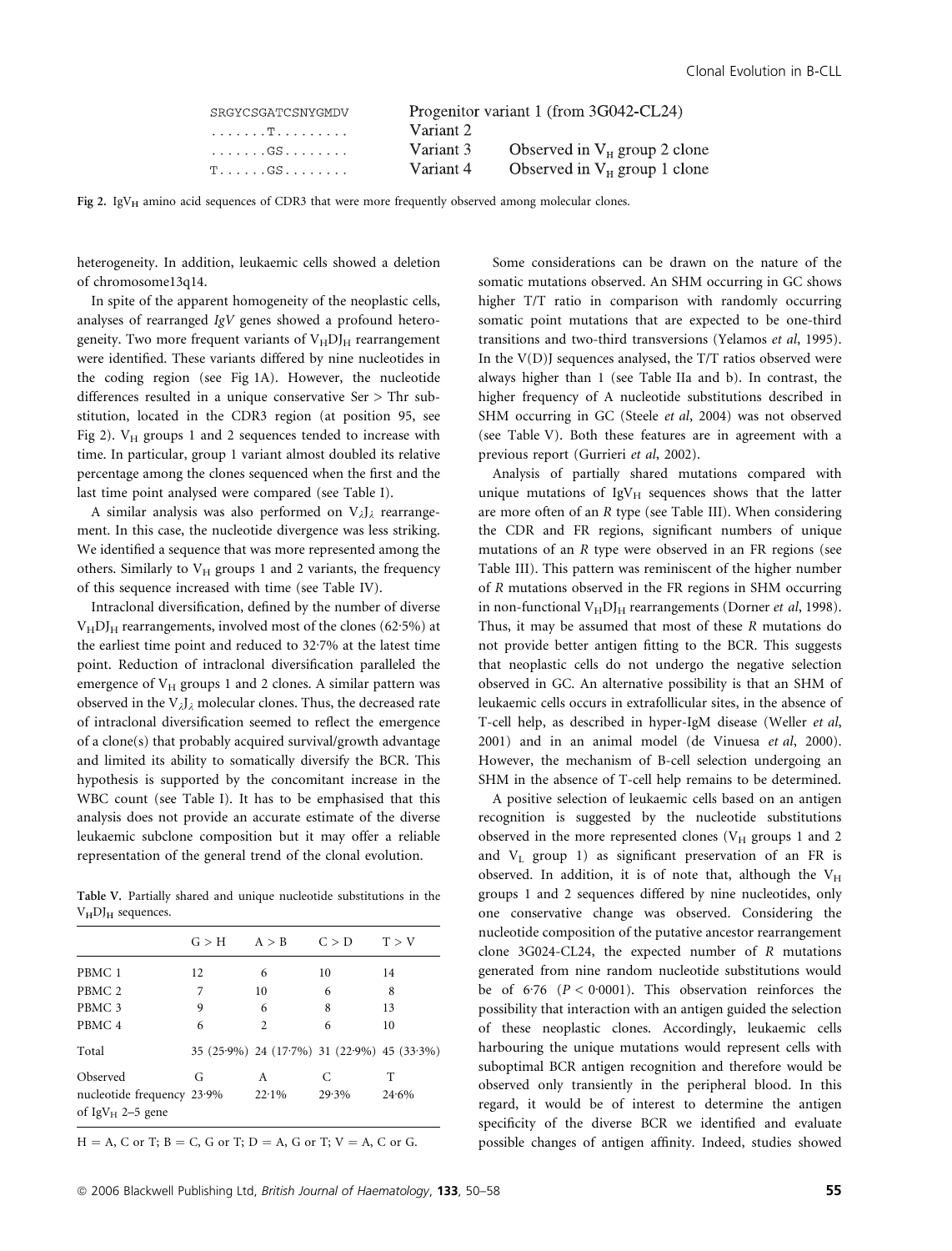| | | |
|---|---|---|
| SRGYCSGATCSNYGMDV | Progenitor variant 1 (from 3G042-CL24) | |
| .......T......... | Variant 2 | |
| .......GS........ | Variant 3 | Observed in $V_H$ group 2 clone |
| T......GS........ | Variant 4 | Observed in $V_H$ group 1 clone |

**Fig 2.** $IgV_H$ amino acid sequences of CDR3 that were more frequently observed among molecular clones.

heterogeneity. In addition, leukaemic cells showed a deletion of chromosome13q14.

In spite of the apparent homogeneity of the neoplastic cells, analyses of rearranged *IgV* genes showed a profound heterogeneity. Two more frequent variants of $V_HDJ_H$ rearrangement were identified. These variants differed by nine nucleotides in the coding region (see Fig 1A). However, the nucleotide differences resulted in a unique conservative Ser > Thr substitution, located in the CDR3 region (at position 95, see Fig 2). $V_H$ groups 1 and 2 sequences tended to increase with time. In particular, group 1 variant almost doubled its relative percentage among the clones sequenced when the first and the last time point analysed were compared (see Table I).

A similar analysis was also performed on $V_\lambda J_\lambda$ rearrangement. In this case, the nucleotide divergence was less striking. We identified a sequence that was more represented among the others. Similarly to $V_H$ groups 1 and 2 variants, the frequency of this sequence increased with time (see Table IV).

Intraclonal diversification, defined by the number of diverse $V_HDJ_H$ rearrangements, involved most of the clones (62·5%) at the earliest time point and reduced to 32·7% at the latest time point. Reduction of intraclonal diversification paralleled the emergence of $V_H$ groups 1 and 2 clones. A similar pattern was observed in the $V_\lambda J_\lambda$ molecular clones. Thus, the decreased rate of intraclonal diversification seemed to reflect the emergence of a clone(s) that probably acquired survival/growth advantage and limited its ability to somatically diversify the BCR. This hypothesis is supported by the concomitant increase in the WBC count (see Table I). It has to be emphasised that this analysis does not provide an accurate estimate of the diverse leukaemic subclone composition but it may offer a reliable representation of the general trend of the clonal evolution.

**Table V.** Partially shared and unique nucleotide substitutions in the $V_HDJ_H$ sequences.

| | G > H | A > B | C > D | T > V |
|---|---|---|---|---|
| PBMC 1 | 12 | 6 | 10 | 14 |
| PBMC 2 | 7 | 10 | 6 | 8 |
| PBMC 3 | 9 | 6 | 8 | 13 |
| PBMC 4 | 6 | 2 | 6 | 10 |
| Total | 35 (25·9%) | 24 (17·7%) | 31 (22·9%) | 45 (33·3%) |
| Observed | G | A | C | T |
| nucleotide frequency of $IgV_H$ 2–5 gene | 23·9% | 22·1% | 29·3% | 24·6% |

H = A, C or T; B = C, G or T; D = A, G or T; V = A, C or G.

Some considerations can be drawn on the nature of the somatic mutations observed. An SHM occurring in GC shows higher T/T ratio in comparison with randomly occurring somatic point mutations that are expected to be one-third transitions and two-third transversions (Yelamos *et al*, 1995). In the V(D)J sequences analysed, the T/T ratios observed were always higher than 1 (see Table IIa and b). In contrast, the higher frequency of A nucleotide substitutions described in SHM occurring in GC (Steele *et al*, 2004) was not observed (see Table V). Both these features are in agreement with a previous report (Gurrieri *et al*, 2002).

Analysis of partially shared mutations compared with unique mutations of $IgV_H$ sequences shows that the latter are more often of an *R* type (see Table III). When considering the CDR and FR regions, significant numbers of unique mutations of an *R* type were observed in an FR regions (see Table III). This pattern was reminiscent of the higher number of *R* mutations observed in the FR regions in SHM occurring in non-functional $V_HDJ_H$ rearrangements (Dorner *et al*, 1998). Thus, it may be assumed that most of these *R* mutations do not provide better antigen fitting to the BCR. This suggests that neoplastic cells do not undergo the negative selection observed in GC. An alternative possibility is that an SHM of leukaemic cells occurs in extrafollicular sites, in the absence of T-cell help, as described in hyper-IgM disease (Weller *et al*, 2001) and in an animal model (de Vinuesa *et al*, 2000). However, the mechanism of B-cell selection undergoing an SHM in the absence of T-cell help remains to be determined.

A positive selection of leukaemic cells based on an antigen recognition is suggested by the nucleotide substitutions observed in the more represented clones ($V_H$ groups 1 and 2 and $V_L$ group 1) as significant preservation of an FR is observed. In addition, it is of note that, although the $V_H$ groups 1 and 2 sequences differed by nine nucleotides, only one conservative change was observed. Considering the nucleotide composition of the putative ancestor rearrangement clone 3G024-CL24, the expected number of *R* mutations generated from nine random nucleotide substitutions would be of 6·76 ($P < 0{\cdot}0001$). This observation reinforces the possibility that interaction with an antigen guided the selection of these neoplastic clones. Accordingly, leukaemic cells harbouring the unique mutations would represent cells with suboptimal BCR antigen recognition and therefore would be observed only transiently in the peripheral blood. In this regard, it would be of interest to determine the antigen specificity of the diverse BCR we identified and evaluate possible changes of antigen affinity. Indeed, studies showed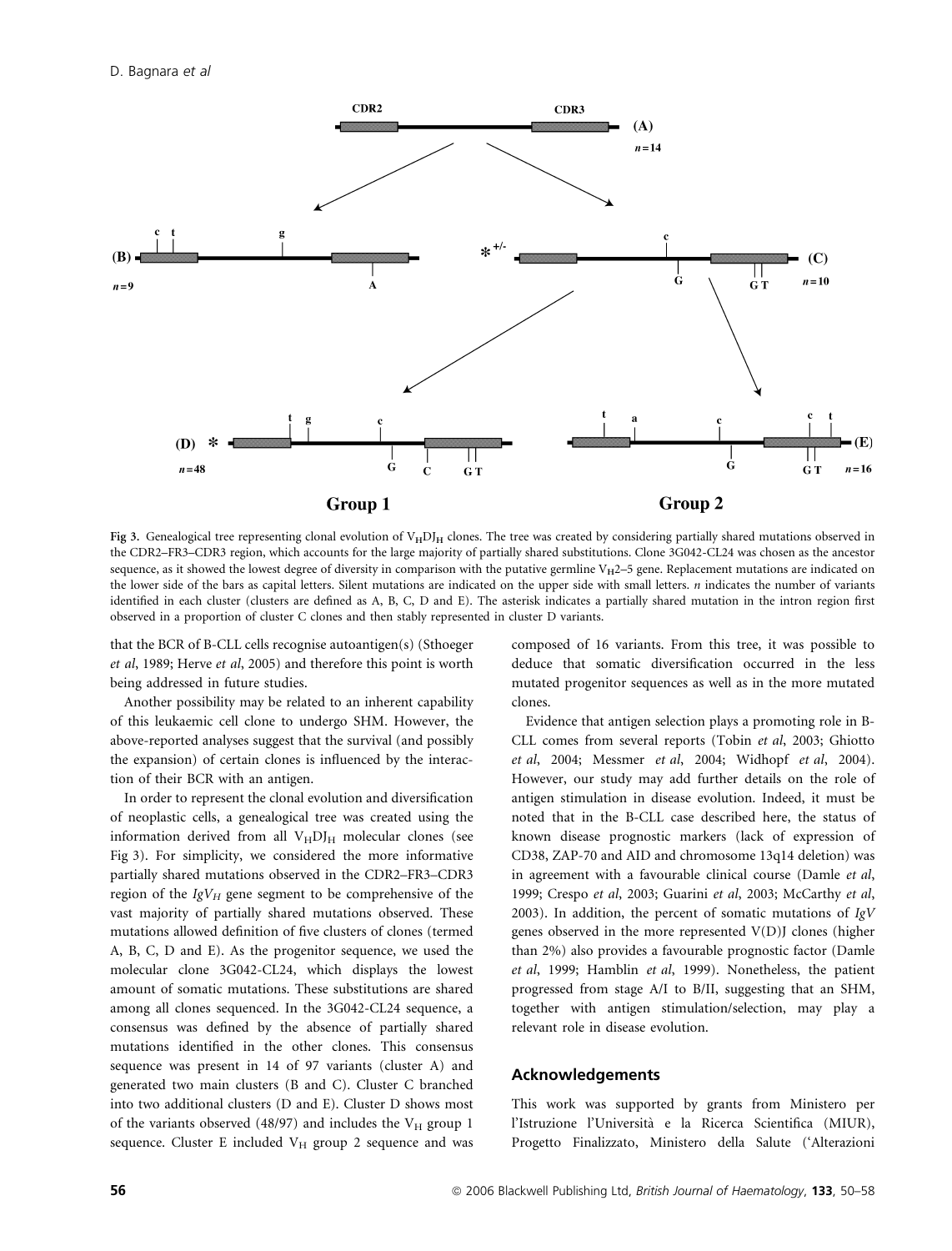Fig 3. Genealogical tree representing clonal evolution of $V_HDJ_H$ clones. The tree was created by considering partially shared mutations observed in the CDR2–FR3–CDR3 region, which accounts for the large majority of partially shared substitutions. Clone 3G042-CL24 was chosen as the ancestor sequence, as it showed the lowest degree of diversity in comparison with the putative germline $V_H$2–5 gene. Replacement mutations are indicated on the lower side of the bars as capital letters. Silent mutations are indicated on the upper side with small letters. *n* indicates the number of variants identified in each cluster (clusters are defined as A, B, C, D and E). The asterisk indicates a partially shared mutation in the intron region first observed in a proportion of cluster C clones and then stably represented in cluster D variants.

that the BCR of B-CLL cells recognise autoantigen(s) (Sthoeger *et al*, 1989; Herve *et al*, 2005) and therefore this point is worth being addressed in future studies.

Another possibility may be related to an inherent capability of this leukaemic cell clone to undergo SHM. However, the above-reported analyses suggest that the survival (and possibly the expansion) of certain clones is influenced by the interaction of their BCR with an antigen.

In order to represent the clonal evolution and diversification of neoplastic cells, a genealogical tree was created using the information derived from all $V_HDJ_H$ molecular clones (see Fig 3). For simplicity, we considered the more informative partially shared mutations observed in the CDR2–FR3–CDR3 region of the *IgV<sub>H</sub>* gene segment to be comprehensive of the vast majority of partially shared mutations observed. These mutations allowed definition of five clusters of clones (termed A, B, C, D and E). As the progenitor sequence, we used the molecular clone 3G042-CL24, which displays the lowest amount of somatic mutations. These substitutions are shared among all clones sequenced. In the 3G042-CL24 sequence, a consensus was defined by the absence of partially shared mutations identified in the other clones. This consensus sequence was present in 14 of 97 variants (cluster A) and generated two main clusters (B and C). Cluster C branched into two additional clusters (D and E). Cluster D shows most of the variants observed (48/97) and includes the $V_H$ group 1 sequence. Cluster E included $V_H$ group 2 sequence and was composed of 16 variants. From this tree, it was possible to deduce that somatic diversification occurred in the less mutated progenitor sequences as well as in the more mutated clones.

Evidence that antigen selection plays a promoting role in B-CLL comes from several reports (Tobin *et al*, 2003; Ghiotto *et al*, 2004; Messmer *et al*, 2004; Widhopf *et al*, 2004). However, our study may add further details on the role of antigen stimulation in disease evolution. Indeed, it must be noted that in the B-CLL case described here, the status of known disease prognostic markers (lack of expression of CD38, ZAP-70 and AID and chromosome 13q14 deletion) was in agreement with a favourable clinical course (Damle *et al*, 1999; Crespo *et al*, 2003; Guarini *et al*, 2003; McCarthy *et al*, 2003). In addition, the percent of somatic mutations of *IgV* genes observed in the more represented V(D)J clones (higher than 2%) also provides a favourable prognostic factor (Damle *et al*, 1999; Hamblin *et al*, 1999). Nonetheless, the patient progressed from stage A/I to B/II, suggesting that an SHM, together with antigen stimulation/selection, may play a relevant role in disease evolution.

## Acknowledgements

This work was supported by grants from Ministero per l'Istruzione l'Università e la Ricerca Scientifica (MIUR), Progetto Finalizzato, Ministero della Salute ('Alterazioni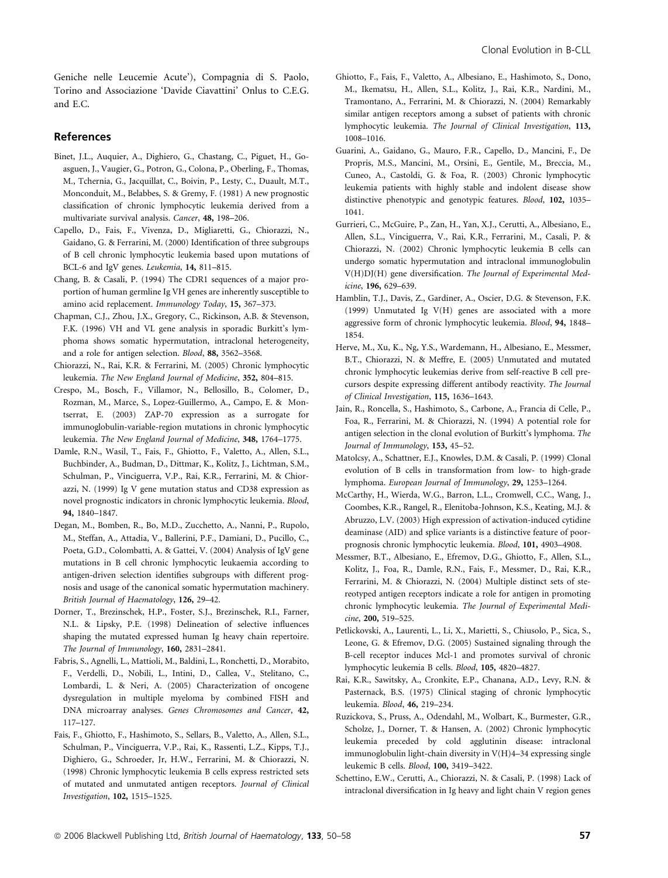Geniche nelle Leucemie Acute'), Compagnia di S. Paolo, Torino and Associazione 'Davide Ciavattini' Onlus to C.E.G. and E.C.

## References

Binet, J.L., Auquier, A., Dighiero, G., Chastang, C., Piguet, H., Goasguen, J., Vaugier, G., Potron, G., Colona, P., Oberling, F., Thomas, M., Tchernia, G., Jacquillat, C., Boivin, P., Lesty, C., Duault, M.T., Monconduit, M., Belabbes, S. & Gremy, F. (1981) A new prognostic classification of chronic lymphocytic leukemia derived from a multivariate survival analysis. *Cancer*, **48,** 198–206.

Capello, D., Fais, F., Vivenza, D., Migliaretti, G., Chiorazzi, N., Gaidano, G. & Ferrarini, M. (2000) Identification of three subgroups of B cell chronic lymphocytic leukemia based upon mutations of BCL-6 and IgV genes. *Leukemia*, **14,** 811–815.

Chang, B. & Casali, P. (1994) The CDR1 sequences of a major proportion of human germline Ig VH genes are inherently susceptible to amino acid replacement. *Immunology Today*, **15,** 367–373.

Chapman, C.J., Zhou, J.X., Gregory, C., Rickinson, A.B. & Stevenson, F.K. (1996) VH and VL gene analysis in sporadic Burkitt's lymphoma shows somatic hypermutation, intraclonal heterogeneity, and a role for antigen selection. *Blood*, **88,** 3562–3568.

Chiorazzi, N., Rai, K.R. & Ferrarini, M. (2005) Chronic lymphocytic leukemia. *The New England Journal of Medicine*, **352,** 804–815.

Crespo, M., Bosch, F., Villamor, N., Bellosillo, B., Colomer, D., Rozman, M., Marce, S., Lopez-Guillermo, A., Campo, E. & Montserrat, E. (2003) ZAP-70 expression as a surrogate for immunoglobulin-variable-region mutations in chronic lymphocytic leukemia. *The New England Journal of Medicine*, **348,** 1764–1775.

Damle, R.N., Wasil, T., Fais, F., Ghiotto, F., Valetto, A., Allen, S.L., Buchbinder, A., Budman, D., Dittmar, K., Kolitz, J., Lichtman, S.M., Schulman, P., Vinciguerra, V.P., Rai, K.R., Ferrarini, M. & Chiorazzi, N. (1999) Ig V gene mutation status and CD38 expression as novel prognostic indicators in chronic lymphocytic leukemia. *Blood*, **94,** 1840–1847.

Degan, M., Bomben, R., Bo, M.D., Zucchetto, A., Nanni, P., Rupolo, M., Steffan, A., Attadia, V., Ballerini, P.F., Damiani, D., Pucillo, C., Poeta, G.D., Colombatti, A. & Gattei, V. (2004) Analysis of IgV gene mutations in B cell chronic lymphocytic leukaemia according to antigen-driven selection identifies subgroups with different prognosis and usage of the canonical somatic hypermutation machinery. *British Journal of Haematology*, **126,** 29–42.

Dorner, T., Brezinschek, H.P., Foster, S.J., Brezinschek, R.I., Farner, N.L. & Lipsky, P.E. (1998) Delineation of selective influences shaping the mutated expressed human Ig heavy chain repertoire. *The Journal of Immunology*, **160,** 2831–2841.

Fabris, S., Agnelli, L., Mattioli, M., Baldini, L., Ronchetti, D., Morabito, F., Verdelli, D., Nobili, L., Intini, D., Callea, V., Stelitano, C., Lombardi, L. & Neri, A. (2005) Characterization of oncogene dysregulation in multiple myeloma by combined FISH and DNA microarray analyses. *Genes Chromosomes and Cancer*, **42,** 117–127.

Fais, F., Ghiotto, F., Hashimoto, S., Sellars, B., Valetto, A., Allen, S.L., Schulman, P., Vinciguerra, V.P., Rai, K., Rassenti, L.Z., Kipps, T.J., Dighiero, G., Schroeder, Jr, H.W., Ferrarini, M. & Chiorazzi, N. (1998) Chronic lymphocytic leukemia B cells express restricted sets of mutated and unmutated antigen receptors. *Journal of Clinical Investigation*, **102,** 1515–1525.

Ghiotto, F., Fais, F., Valetto, A., Albesiano, E., Hashimoto, S., Dono, M., Ikematsu, H., Allen, S.L., Kolitz, J., Rai, K.R., Nardini, M., Tramontano, A., Ferrarini, M. & Chiorazzi, N. (2004) Remarkably similar antigen receptors among a subset of patients with chronic lymphocytic leukemia. *The Journal of Clinical Investigation*, **113,** 1008–1016.

Guarini, A., Gaidano, G., Mauro, F.R., Capello, D., Mancini, F., De Propris, M.S., Mancini, M., Orsini, E., Gentile, M., Breccia, M., Cuneo, A., Castoldi, G. & Foa, R. (2003) Chronic lymphocytic leukemia patients with highly stable and indolent disease show distinctive phenotypic and genotypic features. *Blood*, **102,** 1035–1041.

Gurrieri, C., McGuire, P., Zan, H., Yan, X.J., Cerutti, A., Albesiano, E., Allen, S.L., Vinciguerra, V., Rai, K.R., Ferrarini, M., Casali, P. & Chiorazzi, N. (2002) Chronic lymphocytic leukemia B cells can undergo somatic hypermutation and intraclonal immunoglobulin V(H)DJ(H) gene diversification. *The Journal of Experimental Medicine*, **196,** 629–639.

Hamblin, T.J., Davis, Z., Gardiner, A., Oscier, D.G. & Stevenson, F.K. (1999) Unmutated Ig V(H) genes are associated with a more aggressive form of chronic lymphocytic leukemia. *Blood*, **94,** 1848–1854.

Herve, M., Xu, K., Ng, Y.S., Wardemann, H., Albesiano, E., Messmer, B.T., Chiorazzi, N. & Meffre, E. (2005) Unmutated and mutated chronic lymphocytic leukemias derive from self-reactive B cell precursors despite expressing different antibody reactivity. *The Journal of Clinical Investigation*, **115,** 1636–1643.

Jain, R., Roncella, S., Hashimoto, S., Carbone, A., Francia di Celle, P., Foa, R., Ferrarini, M. & Chiorazzi, N. (1994) A potential role for antigen selection in the clonal evolution of Burkitt's lymphoma. *The Journal of Immunology*, **153,** 45–52.

Matolcsy, A., Schattner, E.J., Knowles, D.M. & Casali, P. (1999) Clonal evolution of B cells in transformation from low- to high-grade lymphoma. *European Journal of Immunology*, **29,** 1253–1264.

McCarthy, H., Wierda, W.G., Barron, L.L., Cromwell, C.C., Wang, J., Coombes, K.R., Rangel, R., Elenitoba-Johnson, K.S., Keating, M.J. & Abruzzo, L.V. (2003) High expression of activation-induced cytidine deaminase (AID) and splice variants is a distinctive feature of poor-prognosis chronic lymphocytic leukemia. *Blood*, **101,** 4903–4908.

Messmer, B.T., Albesiano, E., Efremov, D.G., Ghiotto, F., Allen, S.L., Kolitz, J., Foa, R., Damle, R.N., Fais, F., Messmer, D., Rai, K.R., Ferrarini, M. & Chiorazzi, N. (2004) Multiple distinct sets of stereotyped antigen receptors indicate a role for antigen in promoting chronic lymphocytic leukemia. *The Journal of Experimental Medicine*, **200,** 519–525.

Petlickovski, A., Laurenti, L., Li, X., Marietti, S., Chiusolo, P., Sica, S., Leone, G. & Efremov, D.G. (2005) Sustained signaling through the B-cell receptor induces Mcl-1 and promotes survival of chronic lymphocytic leukemia B cells. *Blood*, **105,** 4820–4827.

Rai, K.R., Sawitsky, A., Cronkite, E.P., Chanana, A.D., Levy, R.N. & Pasternack, B.S. (1975) Clinical staging of chronic lymphocytic leukemia. *Blood*, **46,** 219–234.

Ruzickova, S., Pruss, A., Odendahl, M., Wolbart, K., Burmester, G.R., Scholze, J., Dorner, T. & Hansen, A. (2002) Chronic lymphocytic leukemia preceded by cold agglutinin disease: intraclonal immunoglobulin light-chain diversity in V(H)4–34 expressing single leukemic B cells. *Blood*, **100,** 3419–3422.

Schettino, E.W., Cerutti, A., Chiorazzi, N. & Casali, P. (1998) Lack of intraclonal diversification in Ig heavy and light chain V region genes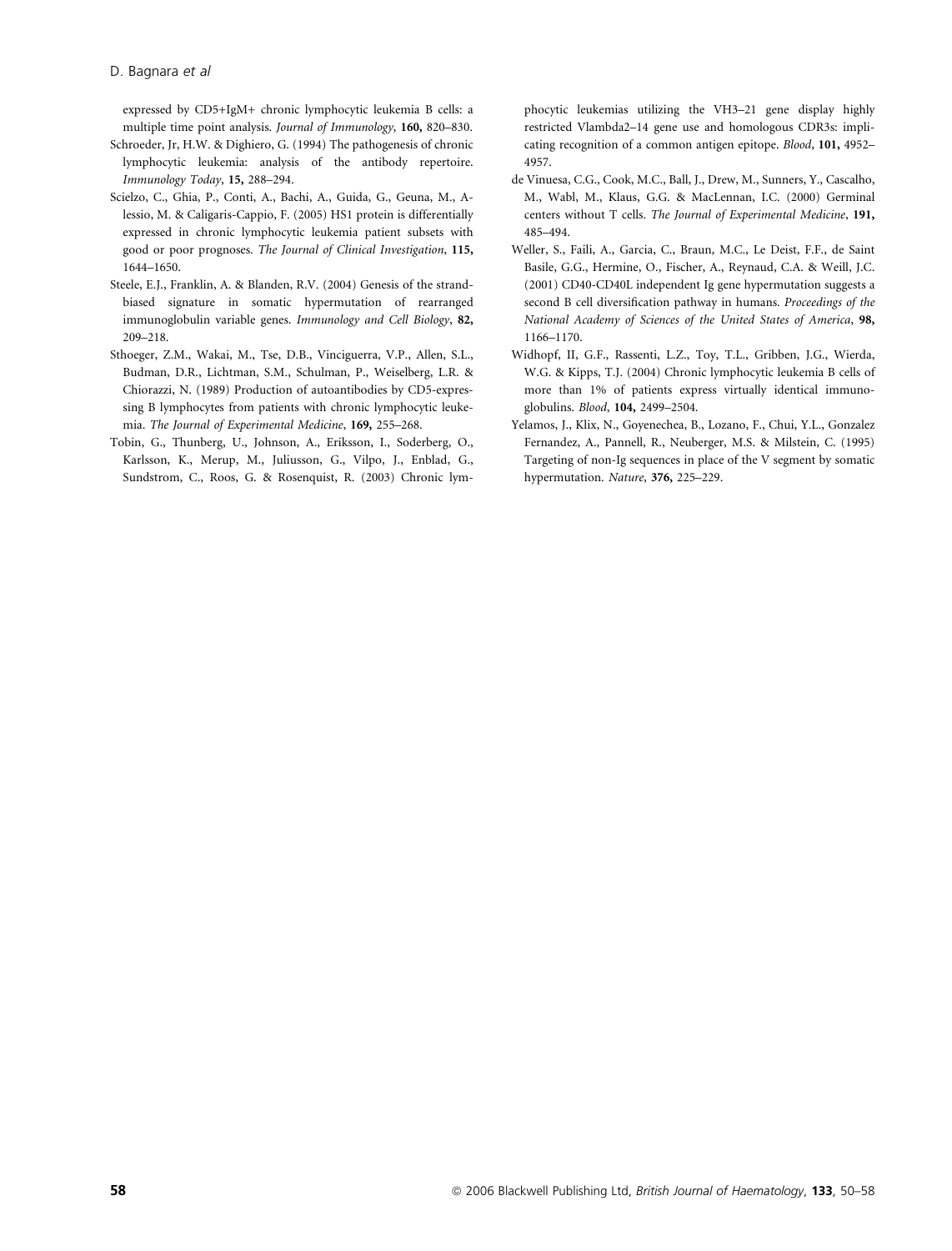expressed by CD5+IgM+ chronic lymphocytic leukemia B cells: a multiple time point analysis. *Journal of Immunology*, **160,** 820–830.

Schroeder, Jr, H.W. & Dighiero, G. (1994) The pathogenesis of chronic lymphocytic leukemia: analysis of the antibody repertoire. *Immunology Today*, **15,** 288–294.

Scielzo, C., Ghia, P., Conti, A., Bachi, A., Guida, G., Geuna, M., Alessio, M. & Caligaris-Cappio, F. (2005) HS1 protein is differentially expressed in chronic lymphocytic leukemia patient subsets with good or poor prognoses. *The Journal of Clinical Investigation*, **115,** 1644–1650.

Steele, E.J., Franklin, A. & Blanden, R.V. (2004) Genesis of the strand-biased signature in somatic hypermutation of rearranged immunoglobulin variable genes. *Immunology and Cell Biology*, **82,** 209–218.

Sthoeger, Z.M., Wakai, M., Tse, D.B., Vinciguerra, V.P., Allen, S.L., Budman, D.R., Lichtman, S.M., Schulman, P., Weiselberg, L.R. & Chiorazzi, N. (1989) Production of autoantibodies by CD5-expressing B lymphocytes from patients with chronic lymphocytic leukemia. *The Journal of Experimental Medicine*, **169,** 255–268.

Tobin, G., Thunberg, U., Johnson, A., Eriksson, I., Soderberg, O., Karlsson, K., Merup, M., Juliusson, G., Vilpo, J., Enblad, G., Sundstrom, C., Roos, G. & Rosenquist, R. (2003) Chronic lymphocytic leukemias utilizing the VH3–21 gene display highly restricted Vlambda2–14 gene use and homologous CDR3s: implicating recognition of a common antigen epitope. *Blood*, **101,** 4952–4957.

de Vinuesa, C.G., Cook, M.C., Ball, J., Drew, M., Sunners, Y., Cascalho, M., Wabl, M., Klaus, G.G. & MacLennan, I.C. (2000) Germinal centers without T cells. *The Journal of Experimental Medicine*, **191,** 485–494.

Weller, S., Faili, A., Garcia, C., Braun, M.C., Le Deist, F.F., de Saint Basile, G.G., Hermine, O., Fischer, A., Reynaud, C.A. & Weill, J.C. (2001) CD40-CD40L independent Ig gene hypermutation suggests a second B cell diversification pathway in humans. *Proceedings of the National Academy of Sciences of the United States of America*, **98,** 1166–1170.

Widhopf, II, G.F., Rassenti, L.Z., Toy, T.L., Gribben, J.G., Wierda, W.G. & Kipps, T.J. (2004) Chronic lymphocytic leukemia B cells of more than 1% of patients express virtually identical immunoglobulins. *Blood*, **104,** 2499–2504.

Yelamos, J., Klix, N., Goyenechea, B., Lozano, F., Chui, Y.L., Gonzalez Fernandez, A., Pannell, R., Neuberger, M.S. & Milstein, C. (1995) Targeting of non-Ig sequences in place of the V segment by somatic hypermutation. *Nature*, **376,** 225–229.